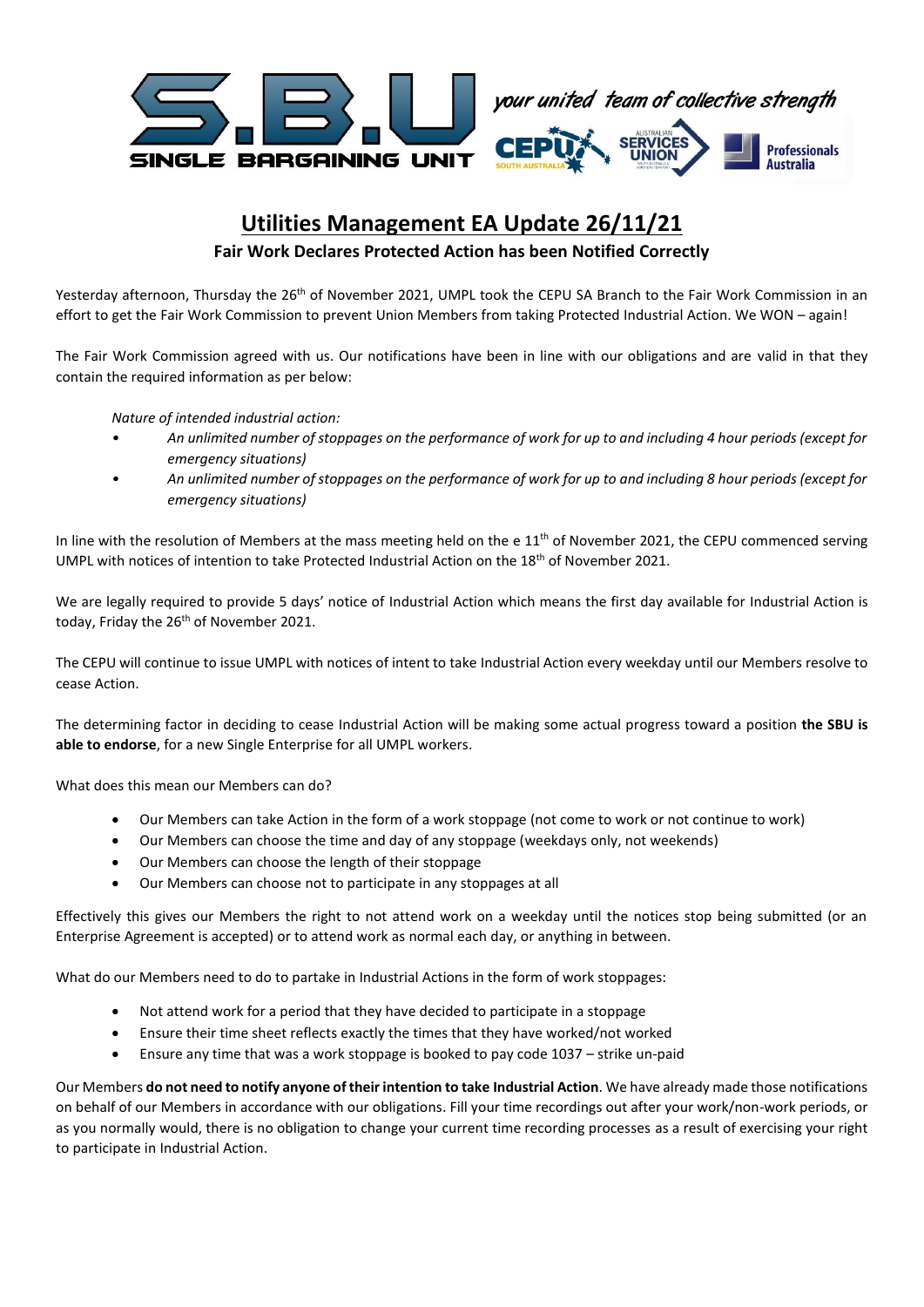S.B.U SINGLE BARGAINING UNIT

*your united team of collective strength*

CEPU SOUTH AUSTRALIA | AUSTRALIAN SERVICES UNION | Professionals Australia

# Utilities Management EA Update 26/11/21

**Fair Work Declares Protected Action has been Notified Correctly**

Yesterday afternoon, Thursday the 26th of November 2021, UMPL took the CEPU SA Branch to the Fair Work Commission in an effort to get the Fair Work Commission to prevent Union Members from taking Protected Industrial Action. We WON – again!

The Fair Work Commission agreed with us. Our notifications have been in line with our obligations and are valid in that they contain the required information as per below:

> *Nature of intended industrial action:*
>
> - *An unlimited number of stoppages on the performance of work for up to and including 4 hour periods (except for emergency situations)*
> - *An unlimited number of stoppages on the performance of work for up to and including 8 hour periods (except for emergency situations)*

In line with the resolution of Members at the mass meeting held on the e 11th of November 2021, the CEPU commenced serving UMPL with notices of intention to take Protected Industrial Action on the 18th of November 2021.

We are legally required to provide 5 days' notice of Industrial Action which means the first day available for Industrial Action is today, Friday the 26th of November 2021.

The CEPU will continue to issue UMPL with notices of intent to take Industrial Action every weekday until our Members resolve to cease Action.

The determining factor in deciding to cease Industrial Action will be making some actual progress toward a position **the SBU is able to endorse**, for a new Single Enterprise for all UMPL workers.

What does this mean our Members can do?

- Our Members can take Action in the form of a work stoppage (not come to work or not continue to work)
- Our Members can choose the time and day of any stoppage (weekdays only, not weekends)
- Our Members can choose the length of their stoppage
- Our Members can choose not to participate in any stoppages at all

Effectively this gives our Members the right to not attend work on a weekday until the notices stop being submitted (or an Enterprise Agreement is accepted) or to attend work as normal each day, or anything in between.

What do our Members need to do to partake in Industrial Actions in the form of work stoppages:

- Not attend work for a period that they have decided to participate in a stoppage
- Ensure their time sheet reflects exactly the times that they have worked/not worked
- Ensure any time that was a work stoppage is booked to pay code 1037 – strike un-paid

Our Members **do not need to notify anyone of their intention to take Industrial Action**. We have already made those notifications on behalf of our Members in accordance with our obligations. Fill your time recordings out after your work/non-work periods, or as you normally would, there is no obligation to change your current time recording processes as a result of exercising your right to participate in Industrial Action.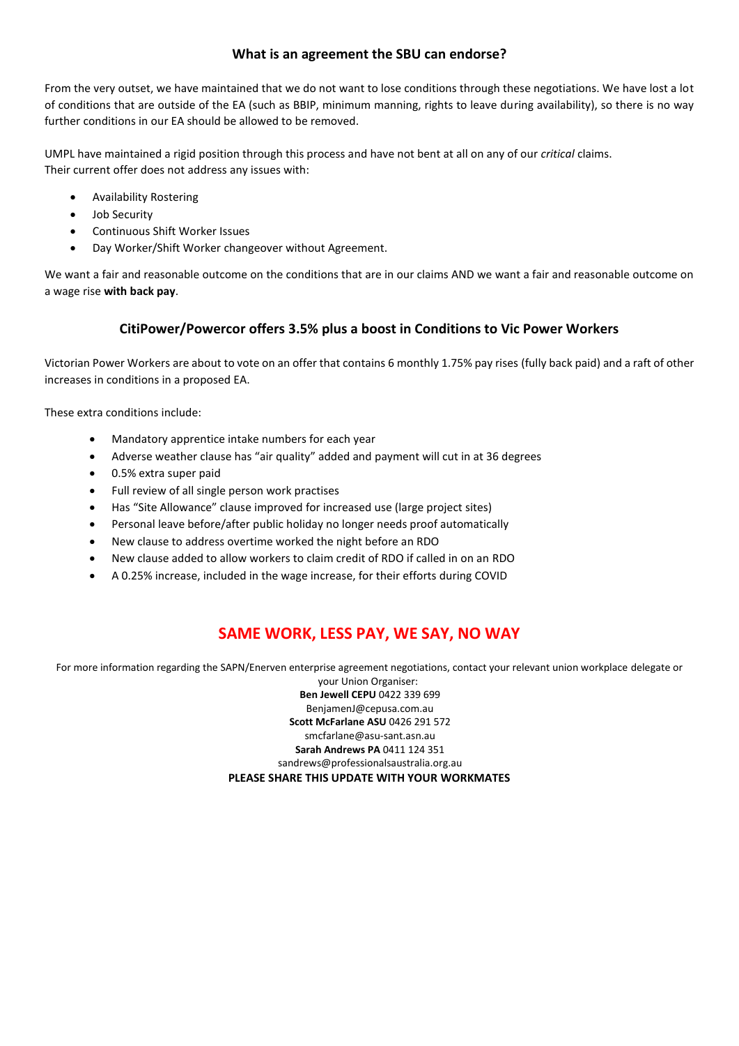## What is an agreement the SBU can endorse?

From the very outset, we have maintained that we do not want to lose conditions through these negotiations. We have lost a lot of conditions that are outside of the EA (such as BBIP, minimum manning, rights to leave during availability), so there is no way further conditions in our EA should be allowed to be removed.

UMPL have maintained a rigid position through this process and have not bent at all on any of our *critical* claims.
Their current offer does not address any issues with:

- Availability Rostering
- Job Security
- Continuous Shift Worker Issues
- Day Worker/Shift Worker changeover without Agreement.

We want a fair and reasonable outcome on the conditions that are in our claims AND we want a fair and reasonable outcome on a wage rise **with back pay**.

## CitiPower/Powercor offers 3.5% plus a boost in Conditions to Vic Power Workers

Victorian Power Workers are about to vote on an offer that contains 6 monthly 1.75% pay rises (fully back paid) and a raft of other increases in conditions in a proposed EA.

These extra conditions include:

- Mandatory apprentice intake numbers for each year
- Adverse weather clause has "air quality" added and payment will cut in at 36 degrees
- 0.5% extra super paid
- Full review of all single person work practises
- Has "Site Allowance" clause improved for increased use (large project sites)
- Personal leave before/after public holiday no longer needs proof automatically
- New clause to address overtime worked the night before an RDO
- New clause added to allow workers to claim credit of RDO if called in on an RDO
- A 0.25% increase, included in the wage increase, for their efforts during COVID

## SAME WORK, LESS PAY, WE SAY, NO WAY

For more information regarding the SAPN/Enerven enterprise agreement negotiations, contact your relevant union workplace delegate or your Union Organiser:

**Ben Jewell CEPU** 0422 339 699
BenjaminJ@cepusa.com.au
**Scott McFarlane ASU** 0426 291 572
smcfarlane@asu-sant.asn.au
**Sarah Andrews PA** 0411 124 351
sandrews@professionalsaustralia.org.au

**PLEASE SHARE THIS UPDATE WITH YOUR WORKMATES**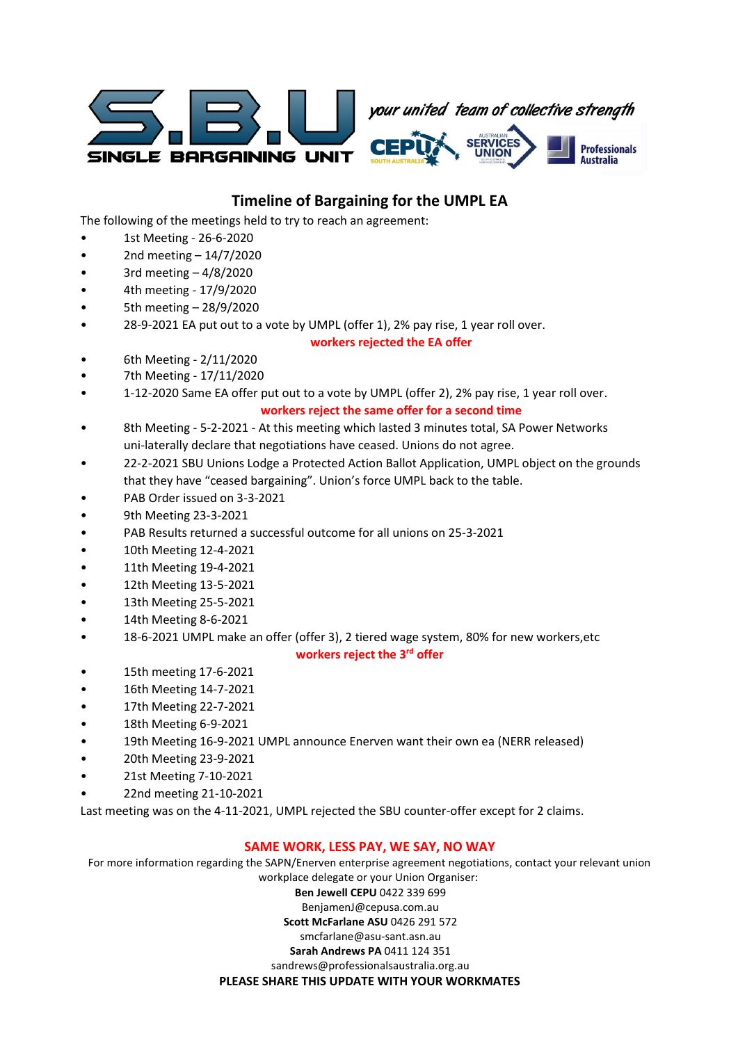S.B.U SINGLE BARGAINING UNIT

*your united team of collective strength*

CEPU SOUTH AUSTRALIA · AUSTRALIAN SERVICES UNION · Professionals Australia

## Timeline of Bargaining for the UMPL EA

The following of the meetings held to try to reach an agreement:

- 1st Meeting - 26-6-2020
- 2nd meeting – 14/7/2020
- 3rd meeting – 4/8/2020
- 4th meeting - 17/9/2020
- 5th meeting – 28/9/2020
- 28-9-2021 EA put out to a vote by UMPL (offer 1), 2% pay rise, 1 year roll over.

**workers rejected the EA offer**

- 6th Meeting - 2/11/2020
- 7th Meeting - 17/11/2020
- 1-12-2020 Same EA offer put out to a vote by UMPL (offer 2), 2% pay rise, 1 year roll over.

**workers reject the same offer for a second time**

- 8th Meeting - 5-2-2021 - At this meeting which lasted 3 minutes total, SA Power Networks uni-laterally declare that negotiations have ceased. Unions do not agree.
- 22-2-2021 SBU Unions Lodge a Protected Action Ballot Application, UMPL object on the grounds that they have "ceased bargaining". Union's force UMPL back to the table.
- PAB Order issued on 3-3-2021
- 9th Meeting 23-3-2021
- PAB Results returned a successful outcome for all unions on 25-3-2021
- 10th Meeting 12-4-2021
- 11th Meeting 19-4-2021
- 12th Meeting 13-5-2021
- 13th Meeting 25-5-2021
- 14th Meeting 8-6-2021
- 18-6-2021 UMPL make an offer (offer 3), 2 tiered wage system, 80% for new workers,etc

**workers reject the 3rd offer**

- 15th meeting 17-6-2021
- 16th Meeting 14-7-2021
- 17th Meeting 22-7-2021
- 18th Meeting 6-9-2021
- 19th Meeting 16-9-2021 UMPL announce Enerven want their own ea (NERR released)
- 20th Meeting 23-9-2021
- 21st Meeting 7-10-2021
- 22nd meeting 21-10-2021

Last meeting was on the 4-11-2021, UMPL rejected the SBU counter-offer except for 2 claims.

**SAME WORK, LESS PAY, WE SAY, NO WAY**

For more information regarding the SAPN/Enerven enterprise agreement negotiations, contact your relevant union workplace delegate or your Union Organiser:

**Ben Jewell CEPU** 0422 339 699
BenjamenJ@cepusa.com.au

**Scott McFarlane ASU** 0426 291 572
smcfarlane@asu-sant.asn.au

**Sarah Andrews PA** 0411 124 351
sandrews@professionalsaustralia.org.au

**PLEASE SHARE THIS UPDATE WITH YOUR WORKMATES**